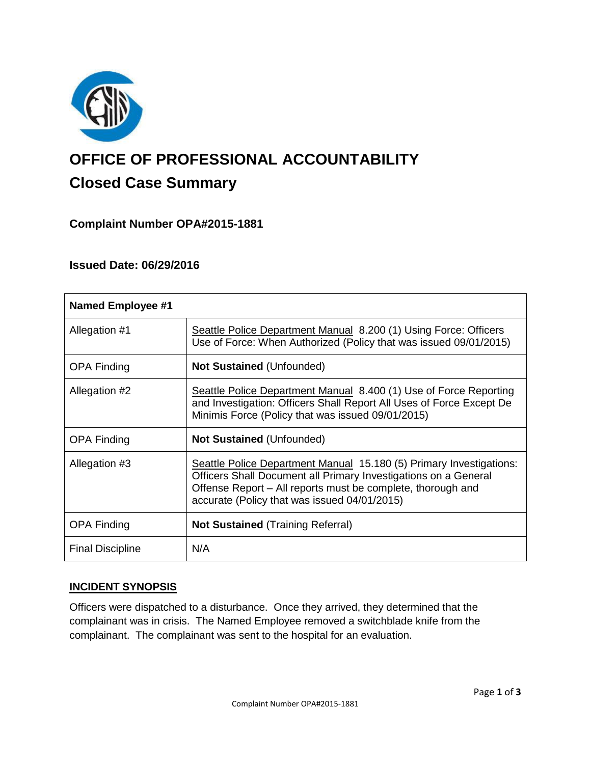# OFFICE OF PROFESSIONAL ACCOUNTABILITY

## Closed Case Summary

### Complaint Number OPA#2015-1881

### Issued Date: 06/29/2016

| **Named Employee #1** | |
| --- | --- |
| Allegation #1 | Seattle Police Department Manual 8.200 (1) Using Force: Officers Use of Force: When Authorized (Policy that was issued 09/01/2015) |
| OPA Finding | **Not Sustained** (Unfounded) |
| Allegation #2 | Seattle Police Department Manual 8.400 (1) Use of Force Reporting and Investigation: Officers Shall Report All Uses of Force Except De Minimis Force (Policy that was issued 09/01/2015) |
| OPA Finding | **Not Sustained** (Unfounded) |
| Allegation #3 | Seattle Police Department Manual 15.180 (5) Primary Investigations: Officers Shall Document all Primary Investigations on a General Offense Report – All reports must be complete, thorough and accurate (Policy that was issued 04/01/2015) |
| OPA Finding | **Not Sustained** (Training Referral) |
| Final Discipline | N/A |

**INCIDENT SYNOPSIS**

Officers were dispatched to a disturbance. Once they arrived, they determined that the complainant was in crisis. The Named Employee removed a switchblade knife from the complainant. The complainant was sent to the hospital for an evaluation.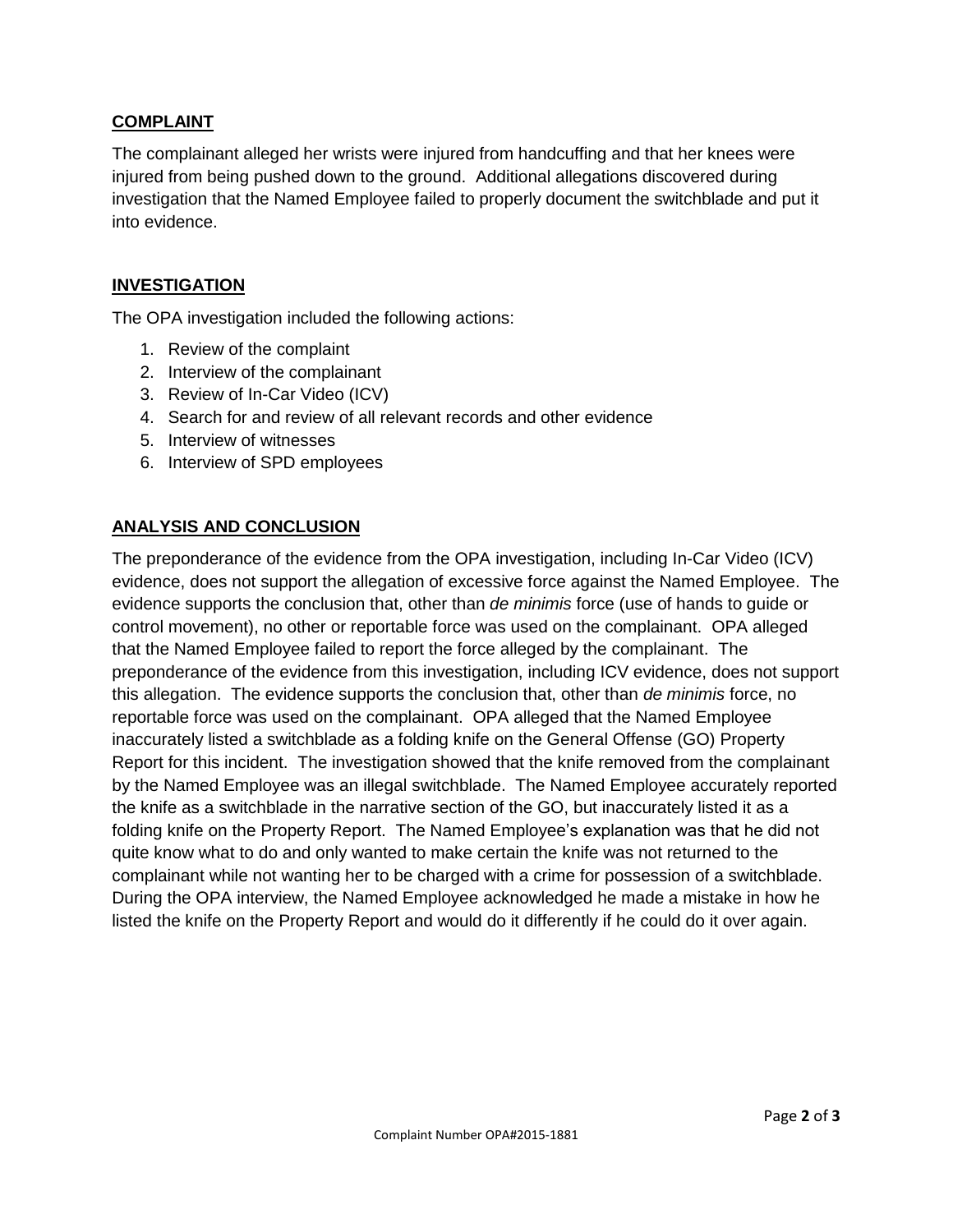## COMPLAINT

The complainant alleged her wrists were injured from handcuffing and that her knees were injured from being pushed down to the ground. Additional allegations discovered during investigation that the Named Employee failed to properly document the switchblade and put it into evidence.

## INVESTIGATION

The OPA investigation included the following actions:

1. Review of the complaint
2. Interview of the complainant
3. Review of In-Car Video (ICV)
4. Search for and review of all relevant records and other evidence
5. Interview of witnesses
6. Interview of SPD employees

## ANALYSIS AND CONCLUSION

The preponderance of the evidence from the OPA investigation, including In-Car Video (ICV) evidence, does not support the allegation of excessive force against the Named Employee. The evidence supports the conclusion that, other than *de minimis* force (use of hands to guide or control movement), no other or reportable force was used on the complainant. OPA alleged that the Named Employee failed to report the force alleged by the complainant. The preponderance of the evidence from this investigation, including ICV evidence, does not support this allegation. The evidence supports the conclusion that, other than *de minimis* force, no reportable force was used on the complainant. OPA alleged that the Named Employee inaccurately listed a switchblade as a folding knife on the General Offense (GO) Property Report for this incident. The investigation showed that the knife removed from the complainant by the Named Employee was an illegal switchblade. The Named Employee accurately reported the knife as a switchblade in the narrative section of the GO, but inaccurately listed it as a folding knife on the Property Report. The Named Employee's explanation was that he did not quite know what to do and only wanted to make certain the knife was not returned to the complainant while not wanting her to be charged with a crime for possession of a switchblade. During the OPA interview, the Named Employee acknowledged he made a mistake in how he listed the knife on the Property Report and would do it differently if he could do it over again.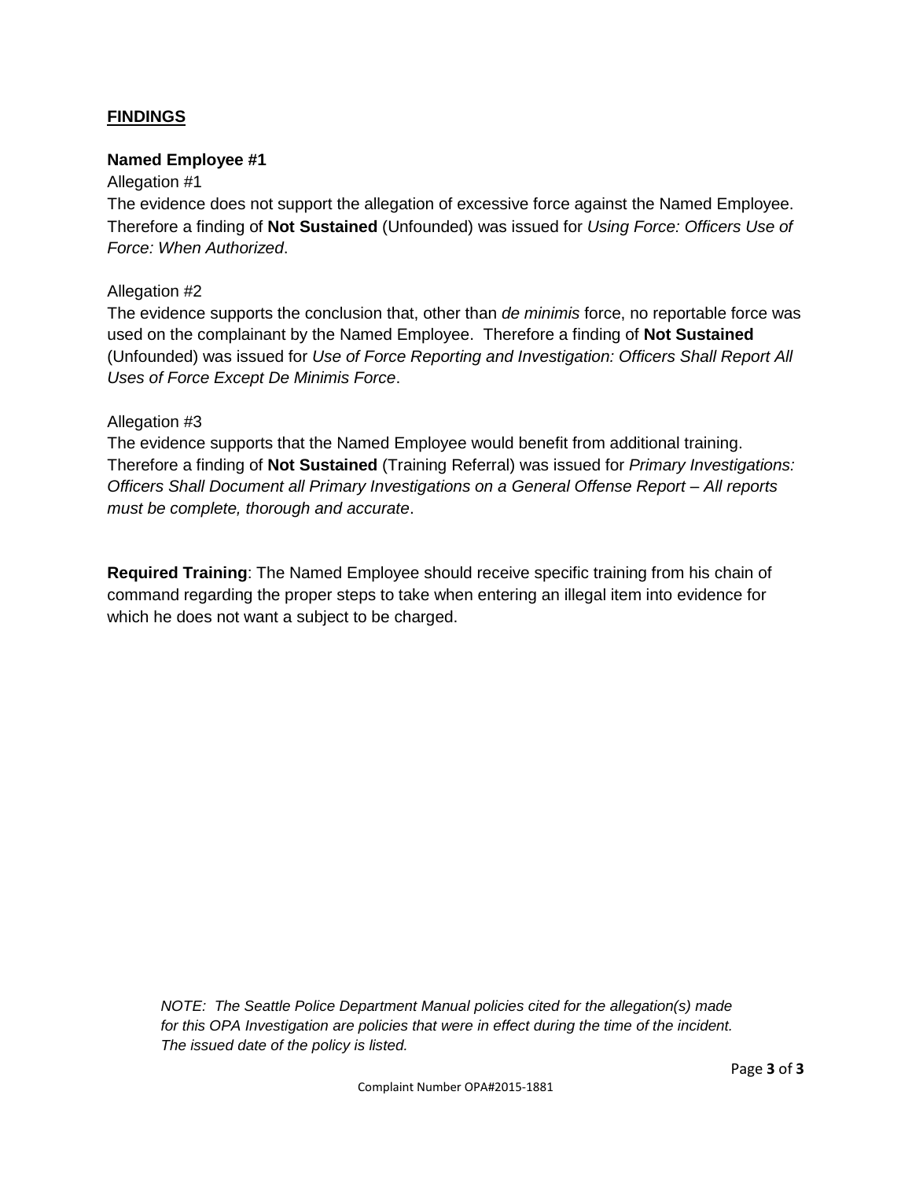## FINDINGS

### Named Employee #1

Allegation #1

The evidence does not support the allegation of excessive force against the Named Employee. Therefore a finding of **Not Sustained** (Unfounded) was issued for *Using Force: Officers Use of Force: When Authorized*.

Allegation #2

The evidence supports the conclusion that, other than *de minimis* force, no reportable force was used on the complainant by the Named Employee. Therefore a finding of **Not Sustained** (Unfounded) was issued for *Use of Force Reporting and Investigation: Officers Shall Report All Uses of Force Except De Minimis Force*.

Allegation #3

The evidence supports that the Named Employee would benefit from additional training. Therefore a finding of **Not Sustained** (Training Referral) was issued for *Primary Investigations: Officers Shall Document all Primary Investigations on a General Offense Report – All reports must be complete, thorough and accurate*.

**Required Training**: The Named Employee should receive specific training from his chain of command regarding the proper steps to take when entering an illegal item into evidence for which he does not want a subject to be charged.

*NOTE: The Seattle Police Department Manual policies cited for the allegation(s) made for this OPA Investigation are policies that were in effect during the time of the incident. The issued date of the policy is listed.*

Complaint Number OPA#2015-1881